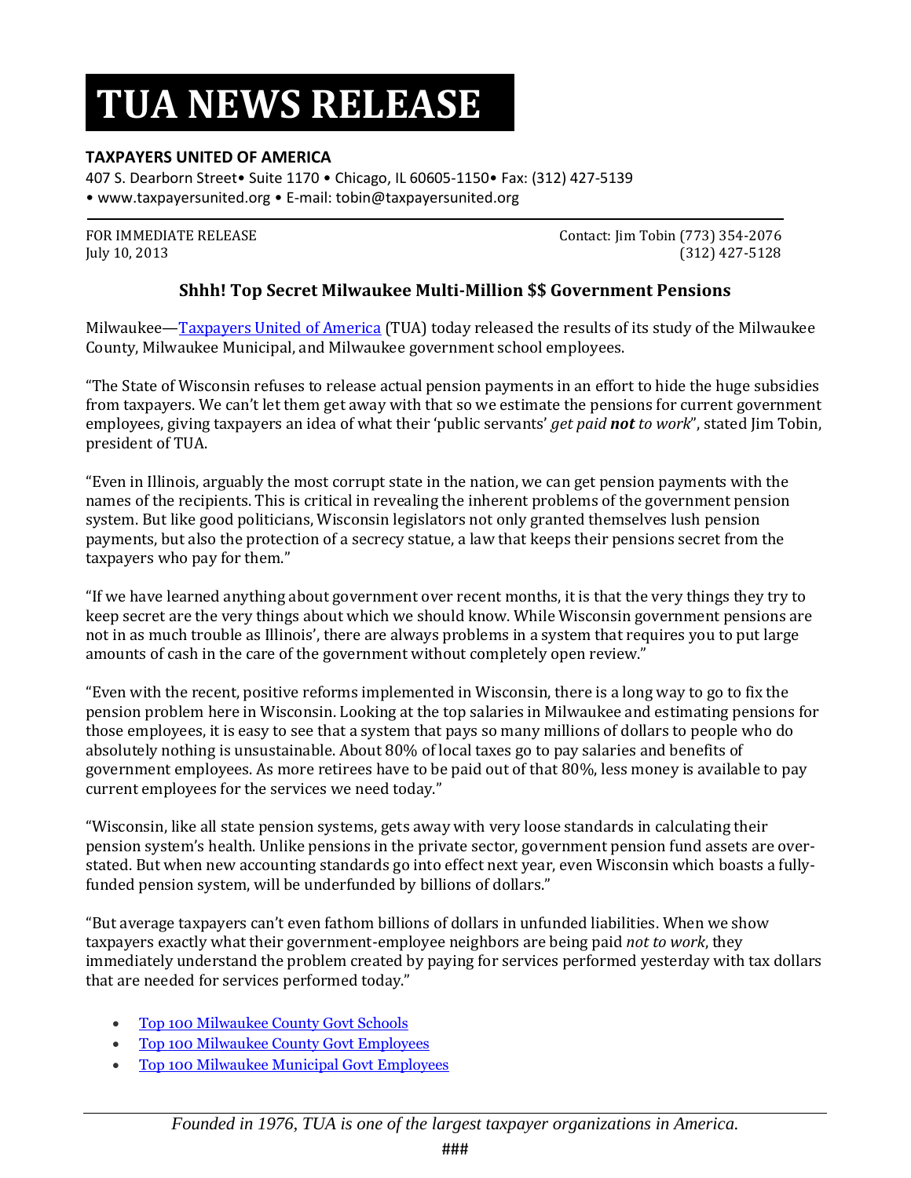# TUA NEWS RELEASE

**TAXPAYERS UNITED OF AMERICA**

407 S. Dearborn Street• Suite 1170 • Chicago, IL 60605-1150• Fax: (312) 427-5139
• www.taxpayersunited.org • E-mail: tobin@taxpayersunited.org

FOR IMMEDIATE RELEASE
July 10, 2013

Contact: Jim Tobin (773) 354-2076
(312) 427-5128

## Shhh! Top Secret Milwaukee Multi-Million $$ Government Pensions

Milwaukee—Taxpayers United of America (TUA) today released the results of its study of the Milwaukee County, Milwaukee Municipal, and Milwaukee government school employees.

"The State of Wisconsin refuses to release actual pension payments in an effort to hide the huge subsidies from taxpayers. We can't let them get away with that so we estimate the pensions for current government employees, giving taxpayers an idea of what their 'public servants' *get paid **not** to work*", stated Jim Tobin, president of TUA.

"Even in Illinois, arguably the most corrupt state in the nation, we can get pension payments with the names of the recipients. This is critical in revealing the inherent problems of the government pension system. But like good politicians, Wisconsin legislators not only granted themselves lush pension payments, but also the protection of a secrecy statue, a law that keeps their pensions secret from the taxpayers who pay for them."

"If we have learned anything about government over recent months, it is that the very things they try to keep secret are the very things about which we should know. While Wisconsin government pensions are not in as much trouble as Illinois', there are always problems in a system that requires you to put large amounts of cash in the care of the government without completely open review."

"Even with the recent, positive reforms implemented in Wisconsin, there is a long way to go to fix the pension problem here in Wisconsin. Looking at the top salaries in Milwaukee and estimating pensions for those employees, it is easy to see that a system that pays so many millions of dollars to people who do absolutely nothing is unsustainable. About 80% of local taxes go to pay salaries and benefits of government employees. As more retirees have to be paid out of that 80%, less money is available to pay current employees for the services we need today."

"Wisconsin, like all state pension systems, gets away with very loose standards in calculating their pension system's health. Unlike pensions in the private sector, government pension fund assets are over-stated. But when new accounting standards go into effect next year, even Wisconsin which boasts a fully-funded pension system, will be underfunded by billions of dollars."

"But average taxpayers can't even fathom billions of dollars in unfunded liabilities. When we show taxpayers exactly what their government-employee neighbors are being paid *not to work*, they immediately understand the problem created by paying for services performed yesterday with tax dollars that are needed for services performed today."

- Top 100 Milwaukee County Govt Schools
- Top 100 Milwaukee County Govt Employees
- Top 100 Milwaukee Municipal Govt Employees

*Founded in 1976, TUA is one of the largest taxpayer organizations in America.*

###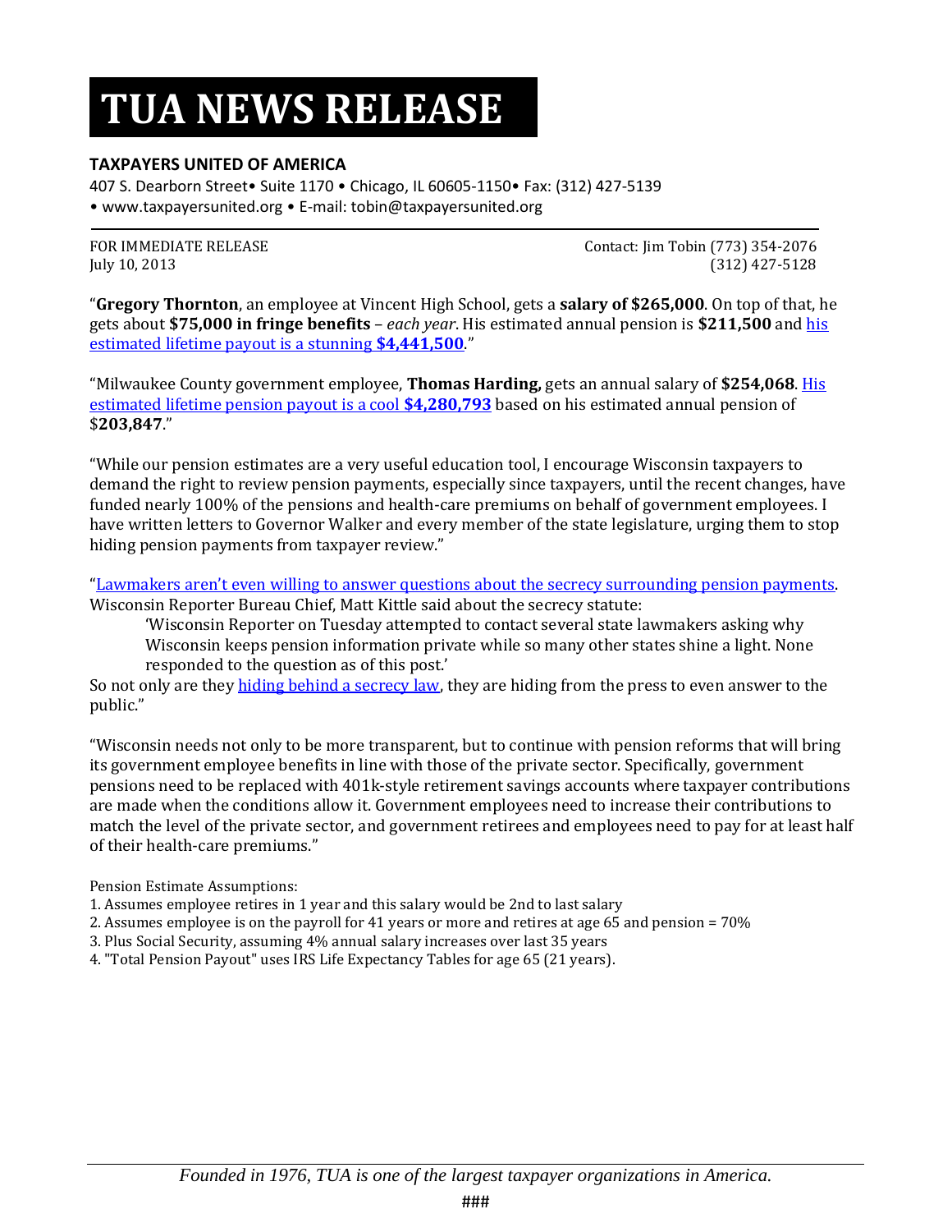# TUA NEWS RELEASE

**TAXPAYERS UNITED OF AMERICA**

407 S. Dearborn Street• Suite 1170 • Chicago, IL 60605-1150• Fax: (312) 427-5139
• www.taxpayersunited.org • E-mail: tobin@taxpayersunited.org

FOR IMMEDIATE RELEASE
July 10, 2013

Contact: Jim Tobin (773) 354-2076
(312) 427-5128

"**Gregory Thornton**, an employee at Vincent High School, gets a **salary of $265,000**. On top of that, he gets about **$75,000 in fringe benefits** – *each year*. His estimated annual pension is **$211,500** and his estimated lifetime payout is a stunning **$4,441,500**."

"Milwaukee County government employee, **Thomas Harding,** gets an annual salary of **$254,068**. His estimated lifetime pension payout is a cool **$4,280,793** based on his estimated annual pension of $**203,847**."

"While our pension estimates are a very useful education tool, I encourage Wisconsin taxpayers to demand the right to review pension payments, especially since taxpayers, until the recent changes, have funded nearly 100% of the pensions and health-care premiums on behalf of government employees. I have written letters to Governor Walker and every member of the state legislature, urging them to stop hiding pension payments from taxpayer review."

"Lawmakers aren't even willing to answer questions about the secrecy surrounding pension payments. Wisconsin Reporter Bureau Chief, Matt Kittle said about the secrecy statute:

> 'Wisconsin Reporter on Tuesday attempted to contact several state lawmakers asking why Wisconsin keeps pension information private while so many other states shine a light. None responded to the question as of this post.'

So not only are they hiding behind a secrecy law, they are hiding from the press to even answer to the public."

"Wisconsin needs not only to be more transparent, but to continue with pension reforms that will bring its government employee benefits in line with those of the private sector. Specifically, government pensions need to be replaced with 401k-style retirement savings accounts where taxpayer contributions are made when the conditions allow it. Government employees need to increase their contributions to match the level of the private sector, and government retirees and employees need to pay for at least half of their health-care premiums."

Pension Estimate Assumptions:
1. Assumes employee retires in 1 year and this salary would be 2nd to last salary
2. Assumes employee is on the payroll for 41 years or more and retires at age 65 and pension = 70%
3. Plus Social Security, assuming 4% annual salary increases over last 35 years
4. "Total Pension Payout" uses IRS Life Expectancy Tables for age 65 (21 years).

*Founded in 1976, TUA is one of the largest taxpayer organizations in America.*

###